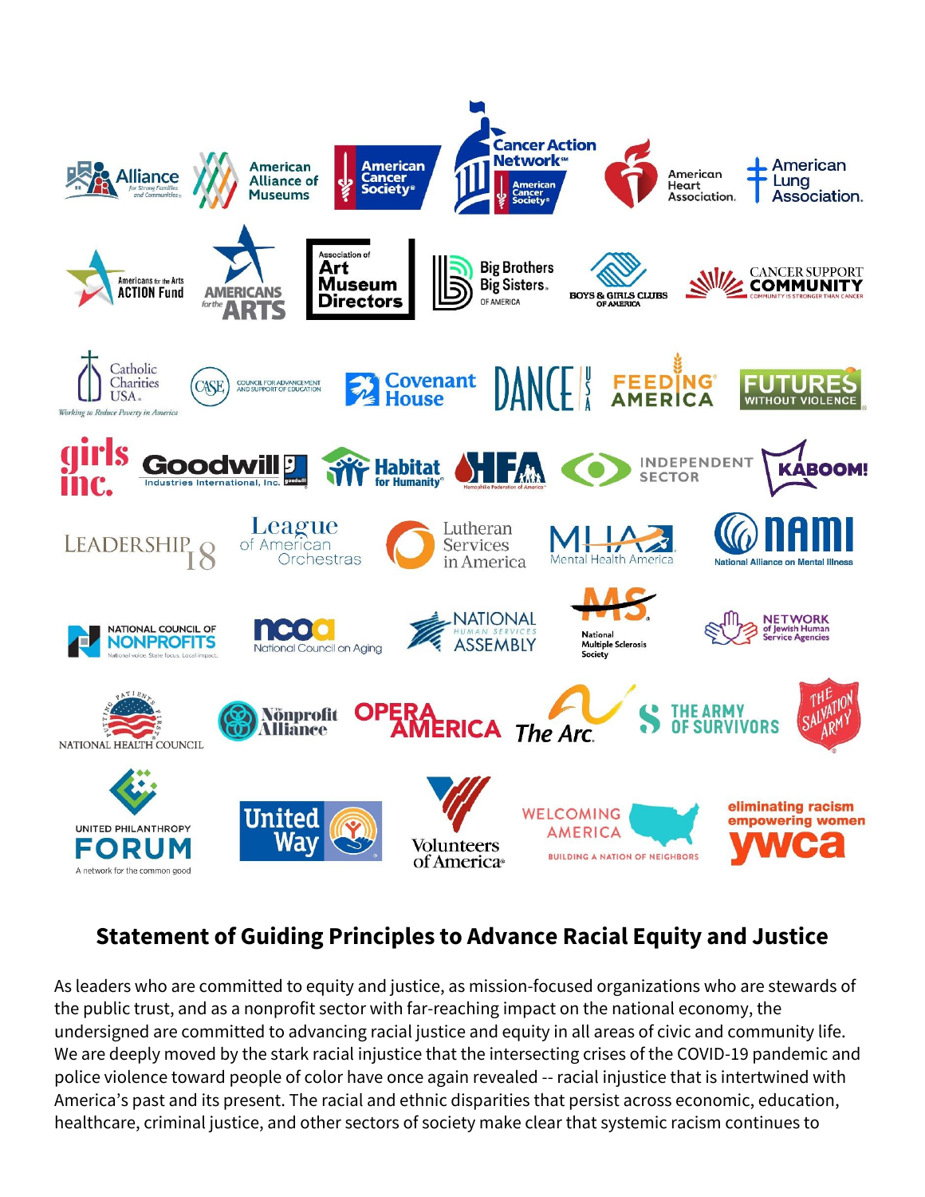## Statement of Guiding Principles to Advance Racial Equity and Justice

As leaders who are committed to equity and justice, as mission-focused organizations who are stewards of the public trust, and as a nonprofit sector with far-reaching impact on the national economy, the undersigned are committed to advancing racial justice and equity in all areas of civic and community life. We are deeply moved by the stark racial injustice that the intersecting crises of the COVID-19 pandemic and police violence toward people of color have once again revealed -- racial injustice that is intertwined with America's past and its present. The racial and ethnic disparities that persist across economic, education, healthcare, criminal justice, and other sectors of society make clear that systemic racism continues to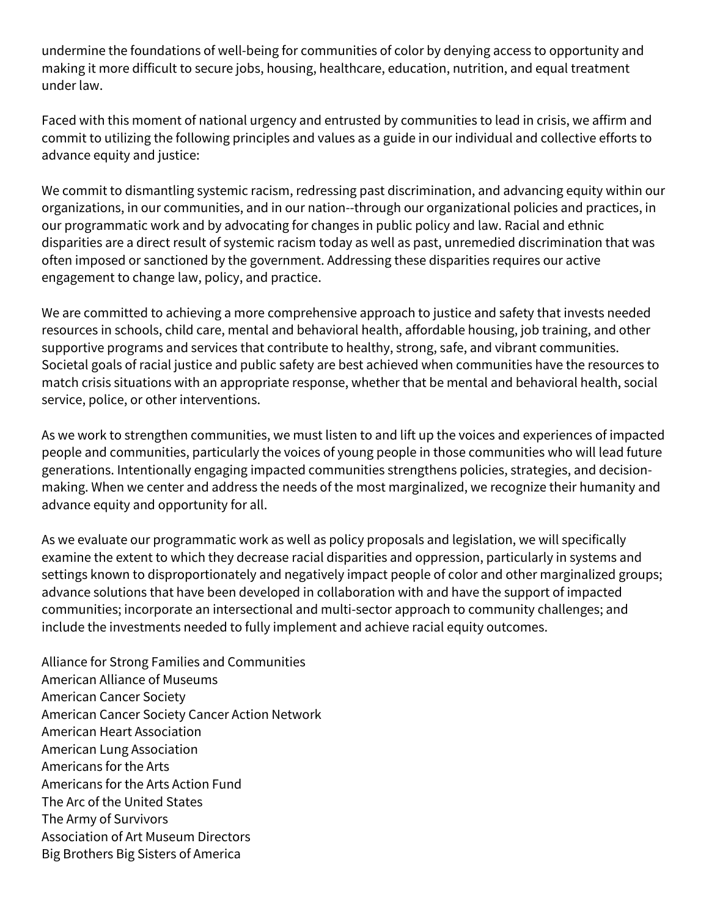undermine the foundations of well-being for communities of color by denying access to opportunity and making it more difficult to secure jobs, housing, healthcare, education, nutrition, and equal treatment under law.

Faced with this moment of national urgency and entrusted by communities to lead in crisis, we affirm and commit to utilizing the following principles and values as a guide in our individual and collective efforts to advance equity and justice:

We commit to dismantling systemic racism, redressing past discrimination, and advancing equity within our organizations, in our communities, and in our nation--through our organizational policies and practices, in our programmatic work and by advocating for changes in public policy and law. Racial and ethnic disparities are a direct result of systemic racism today as well as past, unremedied discrimination that was often imposed or sanctioned by the government. Addressing these disparities requires our active engagement to change law, policy, and practice.

We are committed to achieving a more comprehensive approach to justice and safety that invests needed resources in schools, child care, mental and behavioral health, affordable housing, job training, and other supportive programs and services that contribute to healthy, strong, safe, and vibrant communities. Societal goals of racial justice and public safety are best achieved when communities have the resources to match crisis situations with an appropriate response, whether that be mental and behavioral health, social service, police, or other interventions.

As we work to strengthen communities, we must listen to and lift up the voices and experiences of impacted people and communities, particularly the voices of young people in those communities who will lead future generations. Intentionally engaging impacted communities strengthens policies, strategies, and decision-making. When we center and address the needs of the most marginalized, we recognize their humanity and advance equity and opportunity for all.

As we evaluate our programmatic work as well as policy proposals and legislation, we will specifically examine the extent to which they decrease racial disparities and oppression, particularly in systems and settings known to disproportionately and negatively impact people of color and other marginalized groups; advance solutions that have been developed in collaboration with and have the support of impacted communities; incorporate an intersectional and multi-sector approach to community challenges; and include the investments needed to fully implement and achieve racial equity outcomes.

Alliance for Strong Families and Communities
American Alliance of Museums
American Cancer Society
American Cancer Society Cancer Action Network
American Heart Association
American Lung Association
Americans for the Arts
Americans for the Arts Action Fund
The Arc of the United States
The Army of Survivors
Association of Art Museum Directors
Big Brothers Big Sisters of America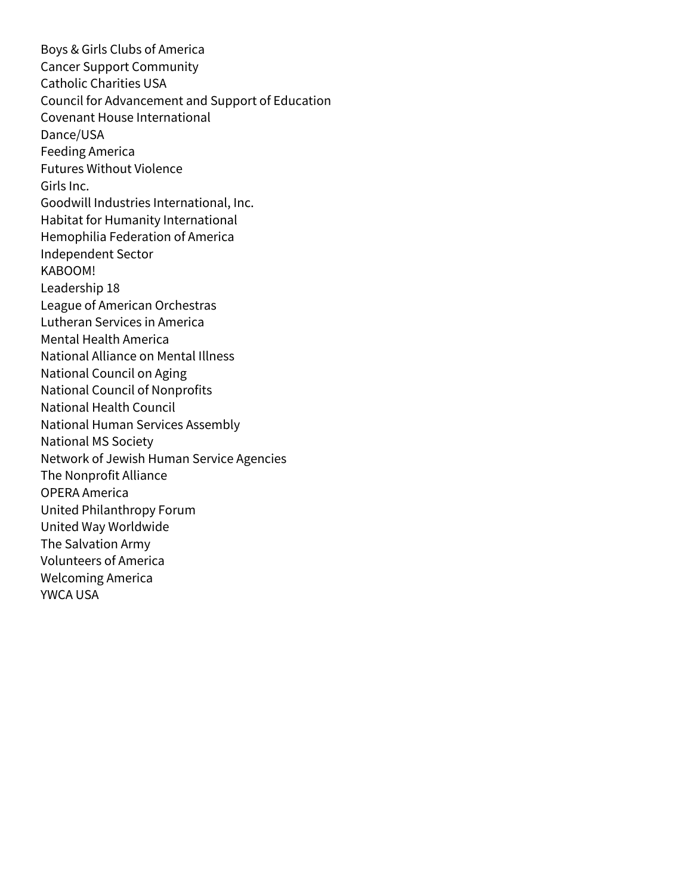Boys & Girls Clubs of America
Cancer Support Community
Catholic Charities USA
Council for Advancement and Support of Education
Covenant House International
Dance/USA
Feeding America
Futures Without Violence
Girls Inc.
Goodwill Industries International, Inc.
Habitat for Humanity International
Hemophilia Federation of America
Independent Sector
KABOOM!
Leadership 18
League of American Orchestras
Lutheran Services in America
Mental Health America
National Alliance on Mental Illness
National Council on Aging
National Council of Nonprofits
National Health Council
National Human Services Assembly
National MS Society
Network of Jewish Human Service Agencies
The Nonprofit Alliance
OPERA America
United Philanthropy Forum
United Way Worldwide
The Salvation Army
Volunteers of America
Welcoming America
YWCA USA